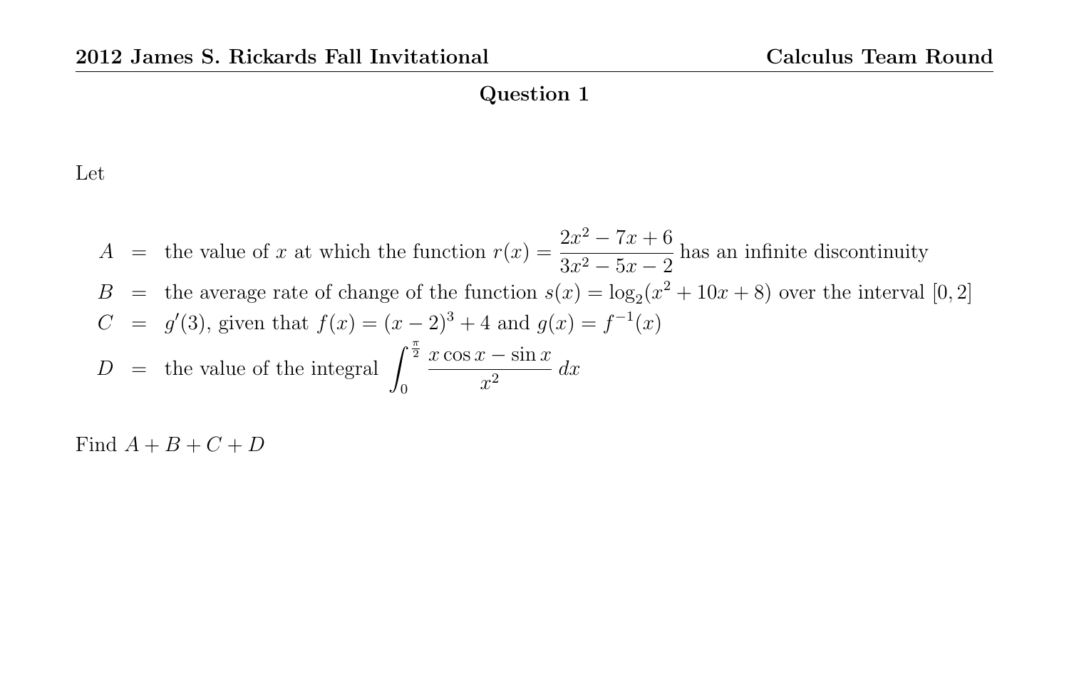## Question 1

Let

$$A = \text{the value of } x \text{ at which the function } r(x) = \frac{2x^2 - 7x + 6}{3x^2 - 5x - 2} \text{ has an infinite discontinuity}$$

$$B = \text{the average rate of change of the function } s(x) = \log_2(x^2 + 10x + 8) \text{ over the interval } [0, 2]$$

$$C = g'(3), \text{ given that } f(x) = (x-2)^3 + 4 \text{ and } g(x) = f^{-1}(x)$$

$$D = \text{the value of the integral } \int_0^{\frac{\pi}{2}} \frac{x\cos x - \sin x}{x^2}\, dx$$

Find $A + B + C + D$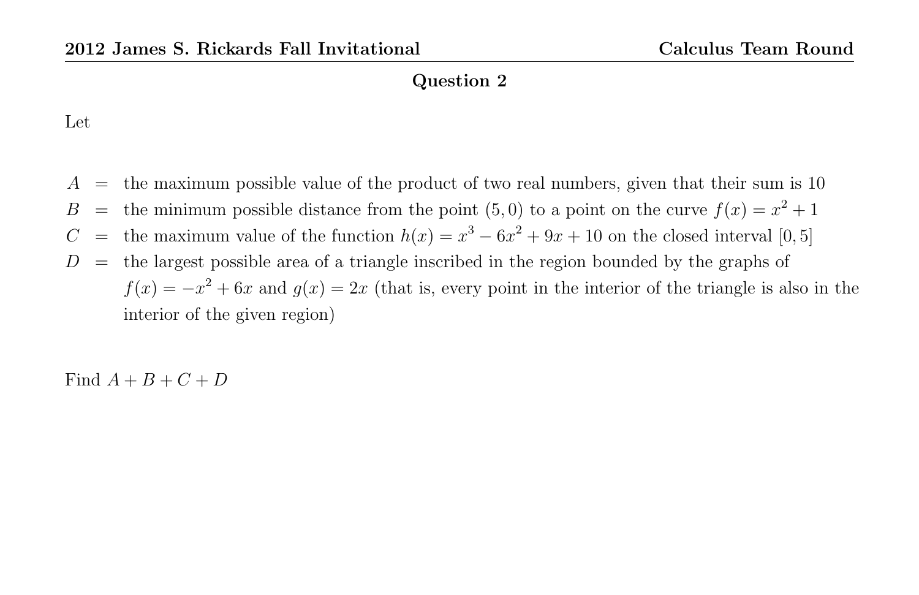## Question 2

Let

$A$ = the maximum possible value of the product of two real numbers, given that their sum is 10

$B$ = the minimum possible distance from the point $(5, 0)$ to a point on the curve $f(x) = x^2 + 1$

$C$ = the maximum value of the function $h(x) = x^3 - 6x^2 + 9x + 10$ on the closed interval $[0, 5]$

$D$ = the largest possible area of a triangle inscribed in the region bounded by the graphs of $f(x) = -x^2 + 6x$ and $g(x) = 2x$ (that is, every point in the interior of the triangle is also in the interior of the given region)

Find $A + B + C + D$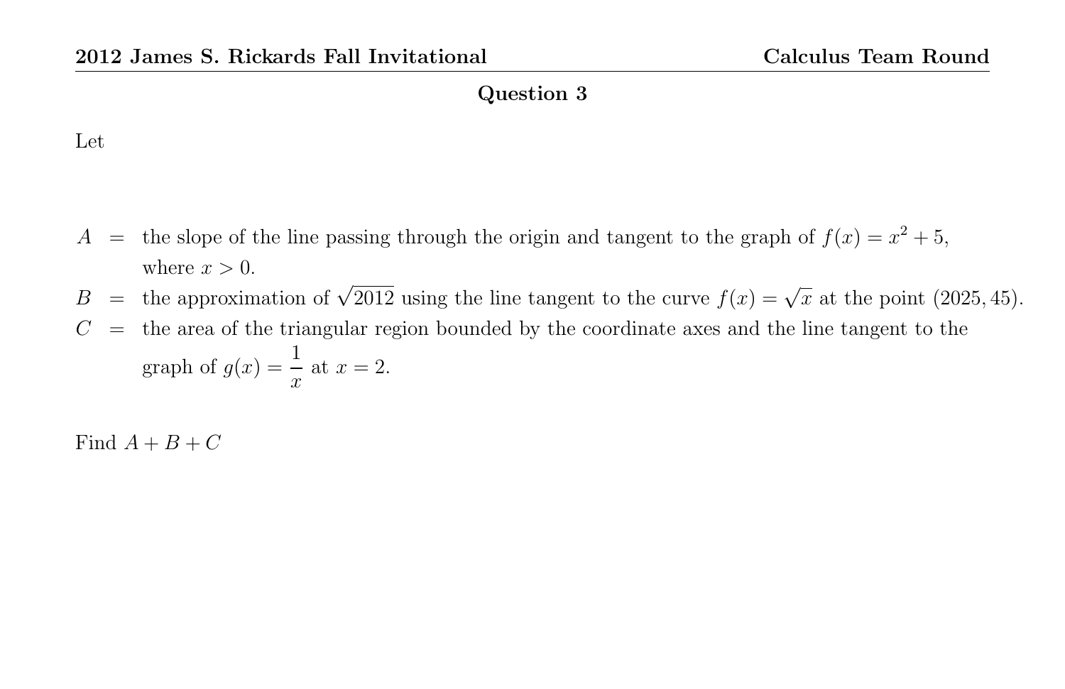## Question 3

Let

$A$ = the slope of the line passing through the origin and tangent to the graph of $f(x) = x^2 + 5$, where $x > 0$.

$B$ = the approximation of $\sqrt{2012}$ using the line tangent to the curve $f(x) = \sqrt{x}$ at the point $(2025, 45)$.

$C$ = the area of the triangular region bounded by the coordinate axes and the line tangent to the graph of $g(x) = \dfrac{1}{x}$ at $x = 2$.

Find $A + B + C$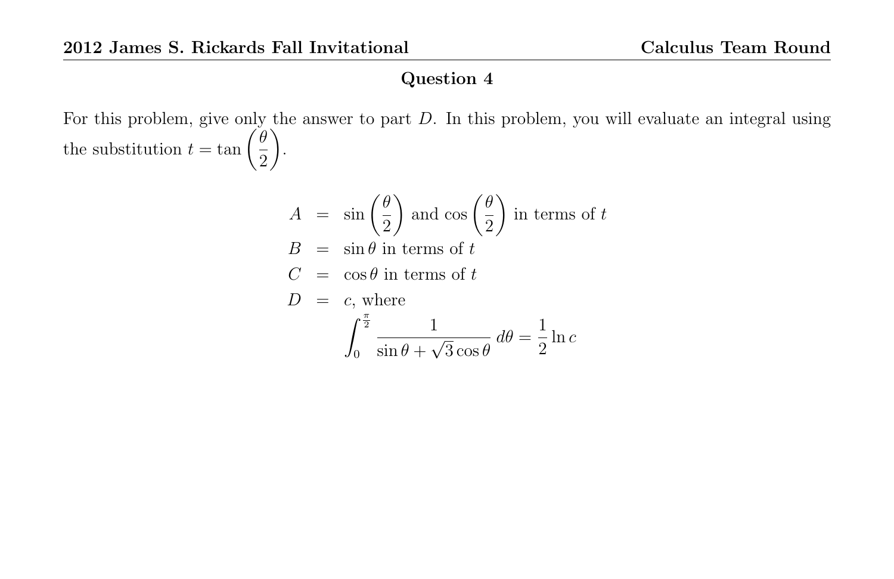## Question 4

For this problem, give only the answer to part $D$. In this problem, you will evaluate an integral using the substitution $t = \tan\left(\dfrac{\theta}{2}\right)$.

$$
\begin{aligned}
A &= \sin\left(\frac{\theta}{2}\right) \text{ and } \cos\left(\frac{\theta}{2}\right) \text{ in terms of } t \\
B &= \sin\theta \text{ in terms of } t \\
C &= \cos\theta \text{ in terms of } t \\
D &= c, \text{ where} \\
& \quad \int_0^{\frac{\pi}{2}} \frac{1}{\sin\theta + \sqrt{3}\cos\theta}\, d\theta = \frac{1}{2}\ln c
\end{aligned}
$$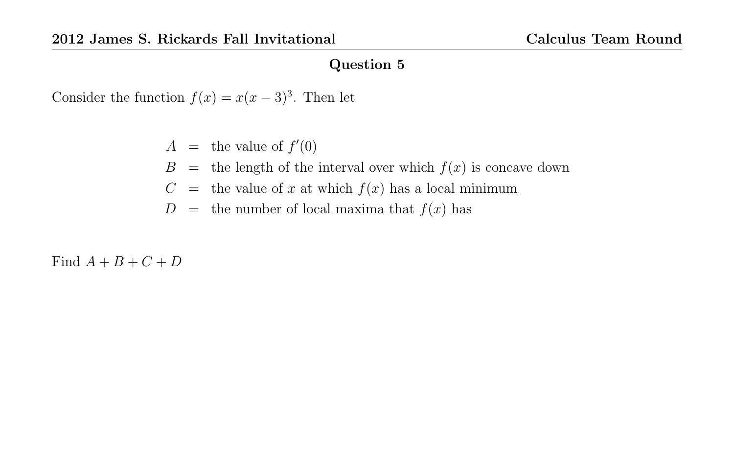## Question 5

Consider the function $f(x) = x(x-3)^3$. Then let

$$
\begin{aligned}
A &= \text{the value of } f'(0) \\
B &= \text{the length of the interval over which } f(x) \text{ is concave down} \\
C &= \text{the value of } x \text{ at which } f(x) \text{ has a local minimum} \\
D &= \text{the number of local maxima that } f(x) \text{ has}
\end{aligned}
$$

Find $A + B + C + D$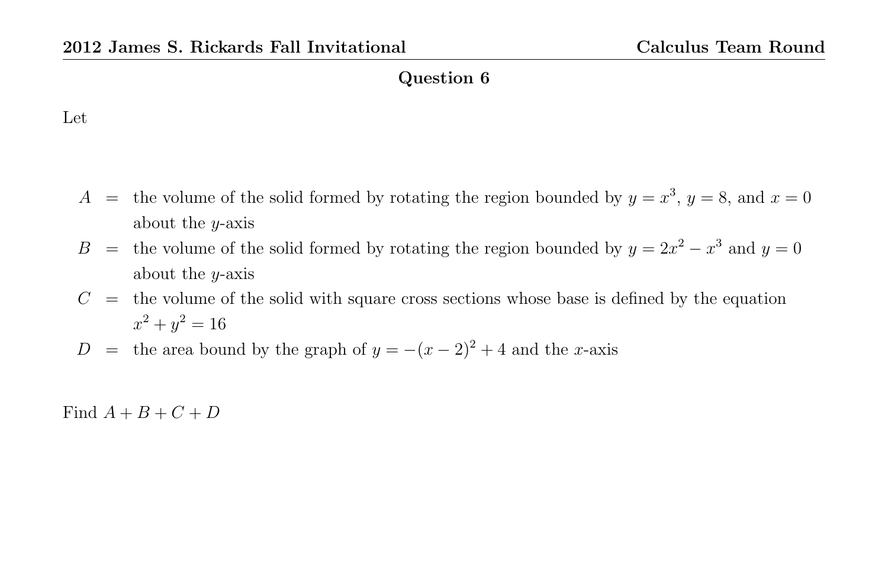## Question 6

Let

$A$ = the volume of the solid formed by rotating the region bounded by $y = x^3$, $y = 8$, and $x = 0$ about the $y$-axis

$B$ = the volume of the solid formed by rotating the region bounded by $y = 2x^2 - x^3$ and $y = 0$ about the $y$-axis

$C$ = the volume of the solid with square cross sections whose base is defined by the equation $x^2 + y^2 = 16$

$D$ = the area bound by the graph of $y = -(x-2)^2 + 4$ and the $x$-axis

Find $A + B + C + D$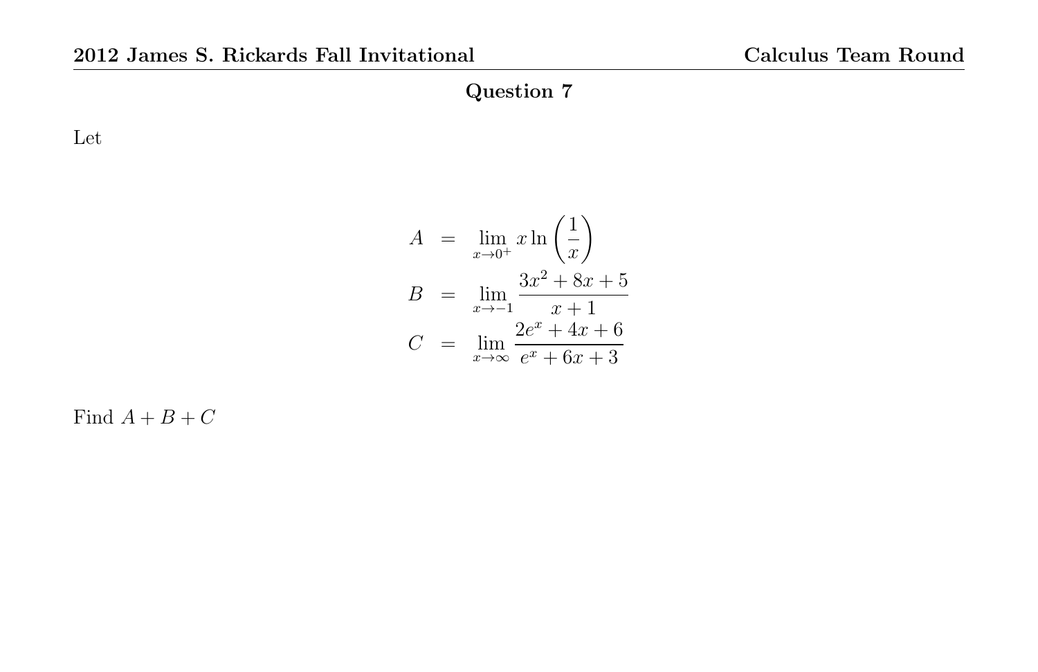## Question 7

Let

$$
\begin{aligned}
A &= \lim_{x \to 0^+} x \ln\left(\frac{1}{x}\right) \\
B &= \lim_{x \to -1} \frac{3x^2 + 8x + 5}{x + 1} \\
C &= \lim_{x \to \infty} \frac{2e^x + 4x + 6}{e^x + 6x + 3}
\end{aligned}
$$

Find $A + B + C$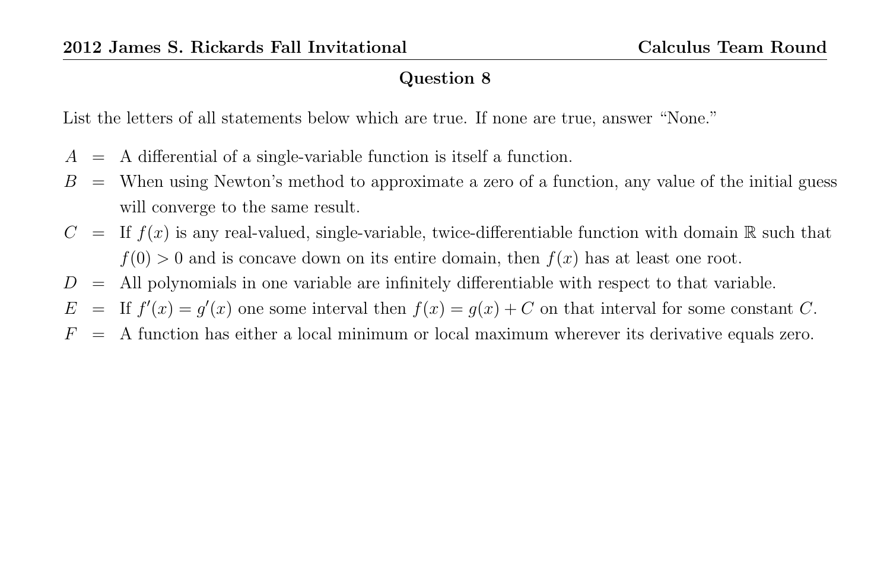## Question 8

List the letters of all statements below which are true. If none are true, answer "None."

$A$ = A differential of a single-variable function is itself a function.

$B$ = When using Newton's method to approximate a zero of a function, any value of the initial guess will converge to the same result.

$C$ = If $f(x)$ is any real-valued, single-variable, twice-differentiable function with domain $\mathbb{R}$ such that $f(0) > 0$ and is concave down on its entire domain, then $f(x)$ has at least one root.

$D$ = All polynomials in one variable are infinitely differentiable with respect to that variable.

$E$ = If $f'(x) = g'(x)$ one some interval then $f(x) = g(x) + C$ on that interval for some constant $C$.

$F$ = A function has either a local minimum or local maximum wherever its derivative equals zero.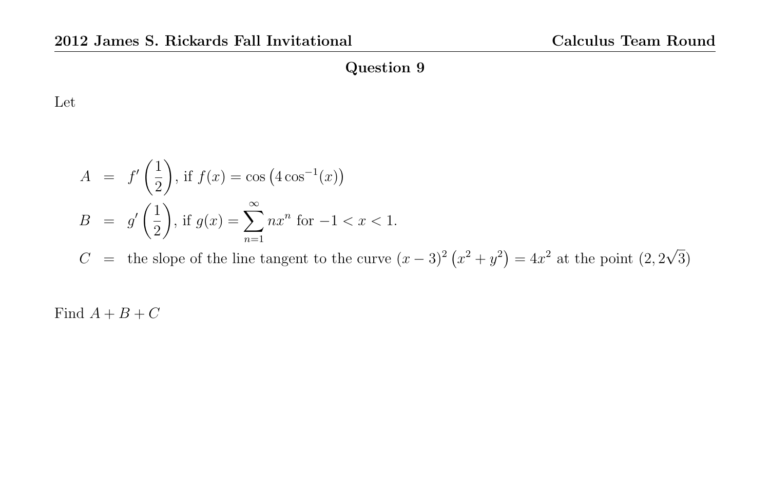## Question 9

Let

$$
\begin{aligned}
A &= f'\left(\frac{1}{2}\right), \text{ if } f(x) = \cos\left(4\cos^{-1}(x)\right) \\
B &= g'\left(\frac{1}{2}\right), \text{ if } g(x) = \sum_{n=1}^{\infty} nx^n \text{ for } -1 < x < 1. \\
C &= \text{the slope of the line tangent to the curve } (x-3)^2\left(x^2+y^2\right) = 4x^2 \text{ at the point } (2, 2\sqrt{3})
\end{aligned}
$$

Find $A + B + C$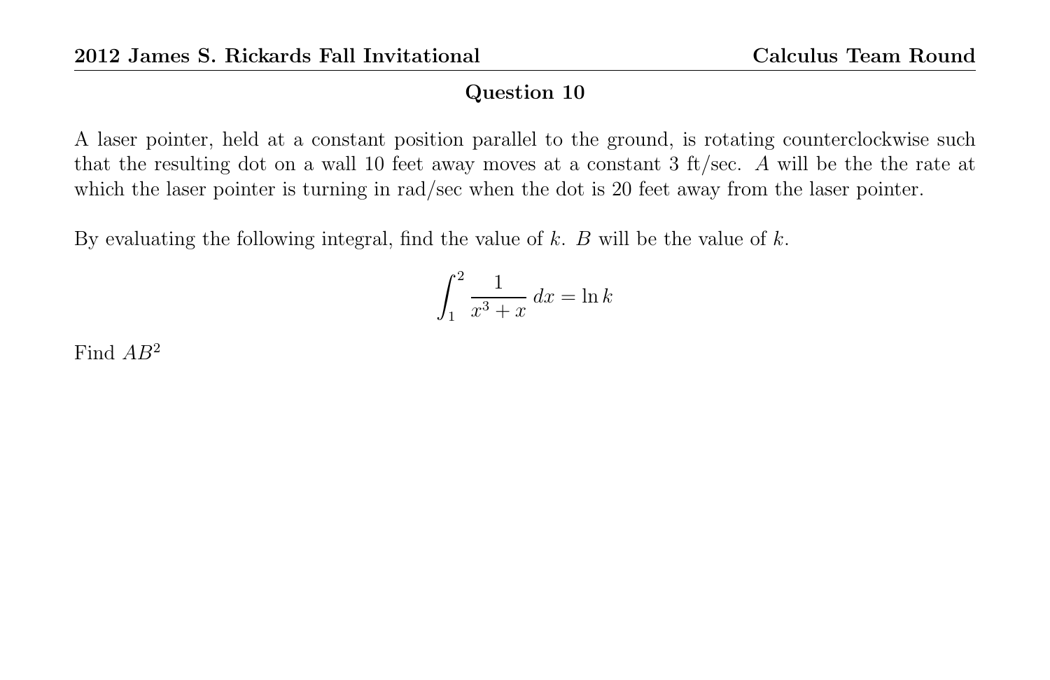## Question 10

A laser pointer, held at a constant position parallel to the ground, is rotating counterclockwise such that the resulting dot on a wall 10 feet away moves at a constant 3 ft/sec. $A$ will be the the rate at which the laser pointer is turning in rad/sec when the dot is 20 feet away from the laser pointer.

By evaluating the following integral, find the value of $k$. $B$ will be the value of $k$.

$$\int_1^2 \frac{1}{x^3 + x}\, dx = \ln k$$

Find $AB^2$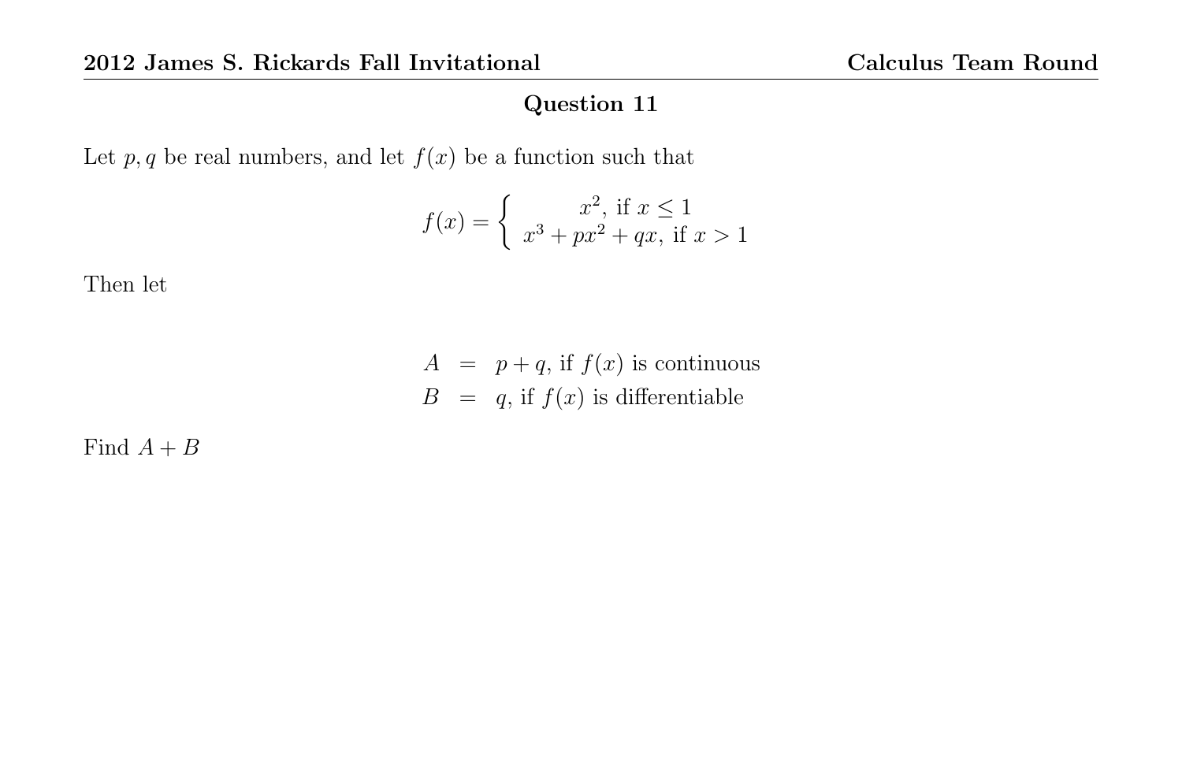## Question 11

Let $p, q$ be real numbers, and let $f(x)$ be a function such that

$$f(x) = \begin{cases} x^2, \text{ if } x \leq 1 \\ x^3 + px^2 + qx, \text{ if } x > 1 \end{cases}$$

Then let

$$\begin{aligned} A &= p + q, \text{ if } f(x) \text{ is continuous} \\ B &= q, \text{ if } f(x) \text{ is differentiable} \end{aligned}$$

Find $A + B$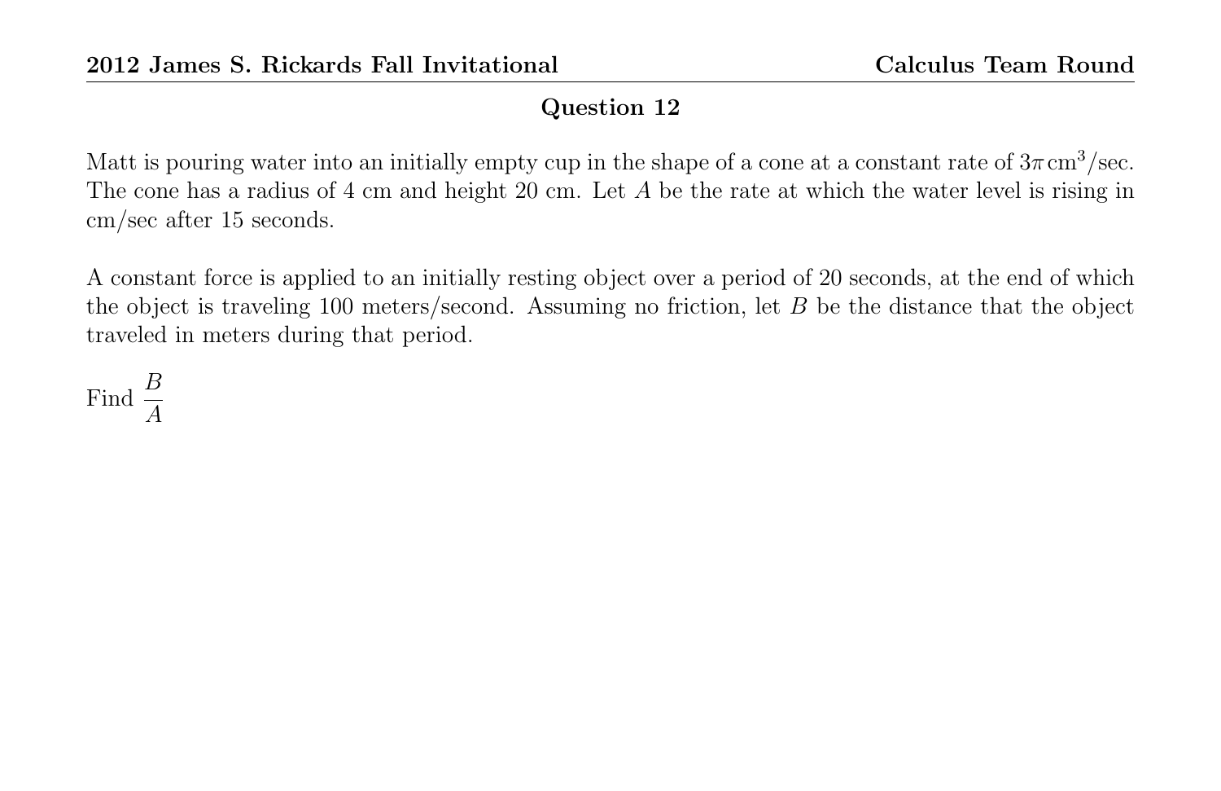## Question 12

Matt is pouring water into an initially empty cup in the shape of a cone at a constant rate of $3\pi\,\text{cm}^3/\text{sec}$. The cone has a radius of 4 cm and height 20 cm. Let $A$ be the rate at which the water level is rising in cm/sec after 15 seconds.

A constant force is applied to an initially resting object over a period of 20 seconds, at the end of which the object is traveling 100 meters/second. Assuming no friction, let $B$ be the distance that the object traveled in meters during that period.

Find $\dfrac{B}{A}$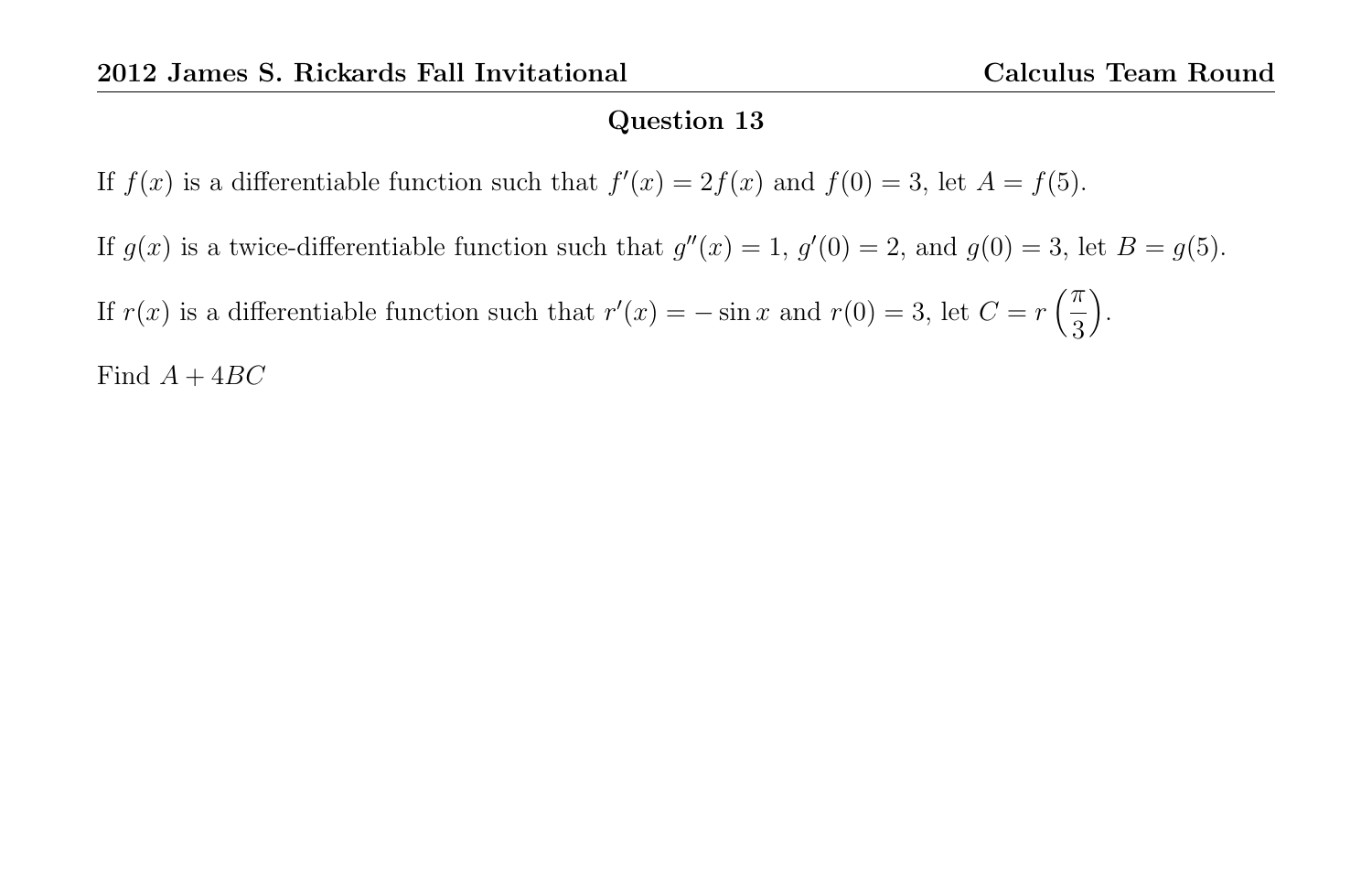## Question 13

If $f(x)$ is a differentiable function such that $f'(x) = 2f(x)$ and $f(0) = 3$, let $A = f(5)$.

If $g(x)$ is a twice-differentiable function such that $g''(x) = 1$, $g'(0) = 2$, and $g(0) = 3$, let $B = g(5)$.

If $r(x)$ is a differentiable function such that $r'(x) = -\sin x$ and $r(0) = 3$, let $C = r\left(\frac{\pi}{3}\right)$.

Find $A + 4BC$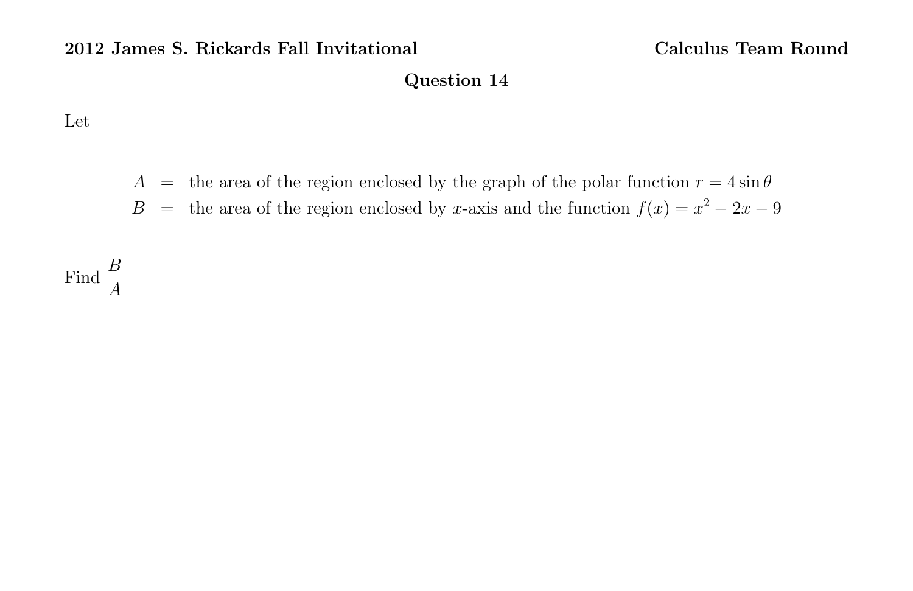## Question 14

Let

$$
\begin{aligned}
A &= \text{ the area of the region enclosed by the graph of the polar function } r = 4\sin\theta \\
B &= \text{ the area of the region enclosed by } x\text{-axis and the function } f(x) = x^2 - 2x - 9
\end{aligned}
$$

Find $\dfrac{B}{A}$